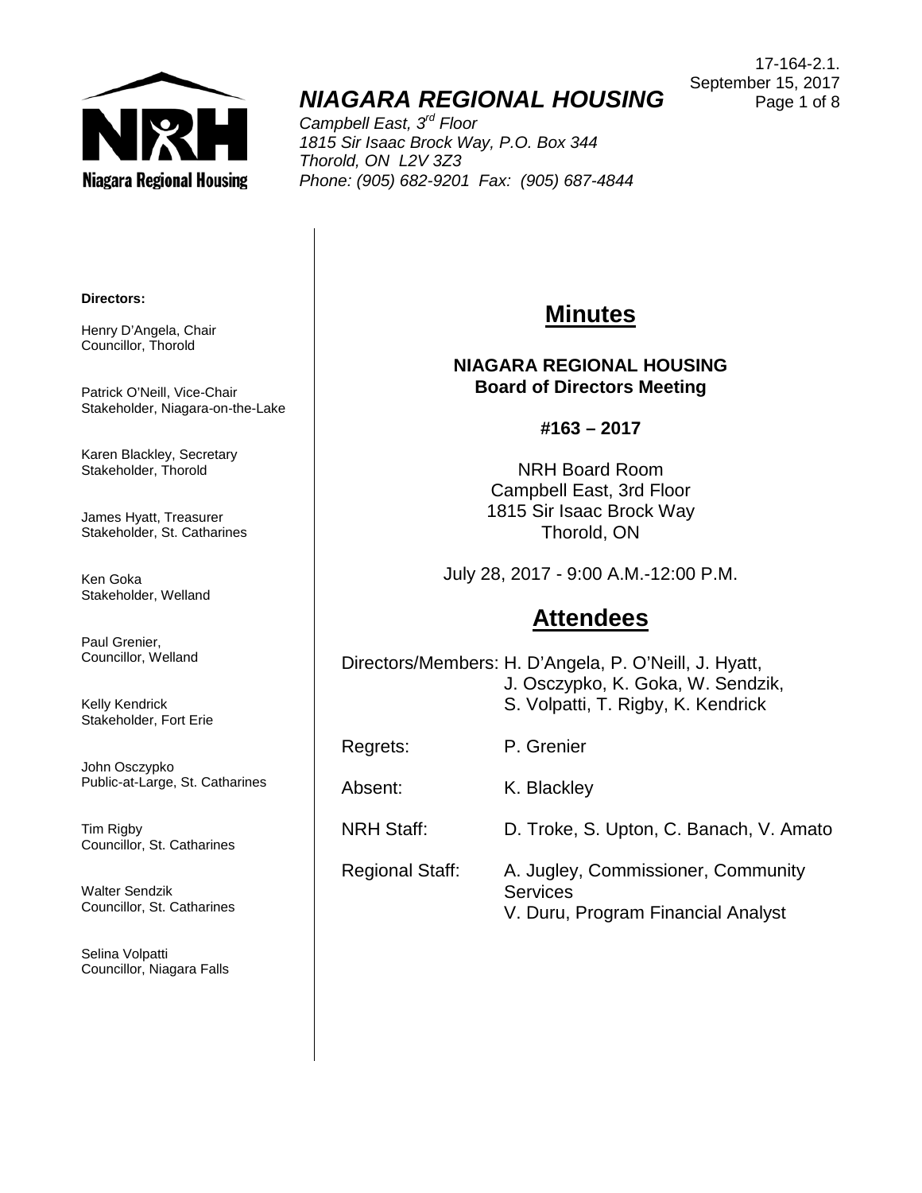17-164-2.1.
September 15, 2017

# *NIAGARA REGIONAL HOUSING*

*Campbell East, 3rd Floor*
*1815 Sir Isaac Brock Way, P.O. Box 344*
*Thorold, ON L2V 3Z3*
*Phone: (905) 682-9201 Fax: (905) 687-4844*

**Directors:**

Henry D'Angela, Chair
Councillor, Thorold

Patrick O'Neill, Vice-Chair
Stakeholder, Niagara-on-the-Lake

Karen Blackley, Secretary
Stakeholder, Thorold

James Hyatt, Treasurer
Stakeholder, St. Catharines

Ken Goka
Stakeholder, Welland

Paul Grenier,
Councillor, Welland

Kelly Kendrick
Stakeholder, Fort Erie

John Osczypko
Public-at-Large, St. Catharines

Tim Rigby
Councillor, St. Catharines

Walter Sendzik
Councillor, St. Catharines

Selina Volpatti
Councillor, Niagara Falls

## Minutes

**NIAGARA REGIONAL HOUSING**
**Board of Directors Meeting**

**#163 – 2017**

NRH Board Room
Campbell East, 3rd Floor
1815 Sir Isaac Brock Way
Thorold, ON

July 28, 2017 - 9:00 A.M.-12:00 P.M.

## Attendees

Directors/Members: H. D'Angela, P. O'Neill, J. Hyatt, J. Osczypko, K. Goka, W. Sendzik, S. Volpatti, T. Rigby, K. Kendrick

Regrets: P. Grenier

Absent: K. Blackley

NRH Staff: D. Troke, S. Upton, C. Banach, V. Amato

Regional Staff: A. Jugley, Commissioner, Community Services
V. Duru, Program Financial Analyst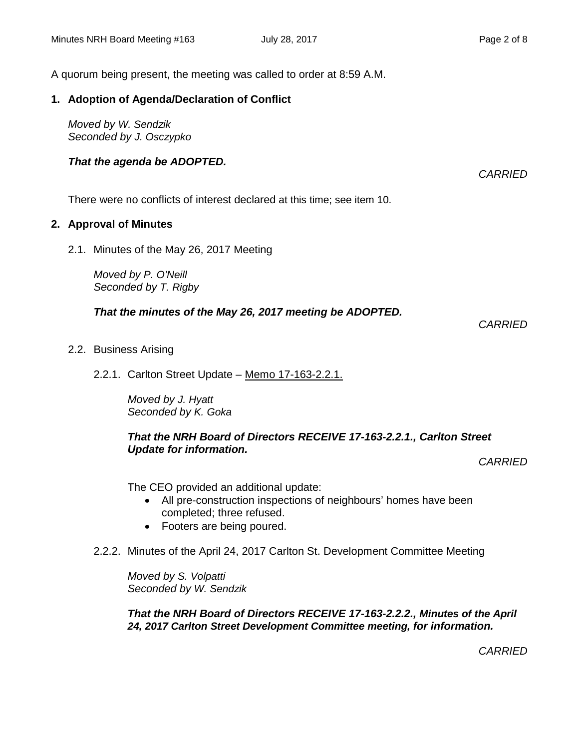A quorum being present, the meeting was called to order at 8:59 A.M.

## 1. Adoption of Agenda/Declaration of Conflict

*Moved by W. Sendzik*
*Seconded by J. Osczypko*

***That the agenda be ADOPTED.***

*CARRIED*

There were no conflicts of interest declared at this time; see item 10.

## 2. Approval of Minutes

2.1. Minutes of the May 26, 2017 Meeting

*Moved by P. O'Neill*
*Seconded by T. Rigby*

***That the minutes of the May 26, 2017 meeting be ADOPTED.***

*CARRIED*

2.2. Business Arising

2.2.1. Carlton Street Update – Memo 17-163-2.2.1.

*Moved by J. Hyatt*
*Seconded by K. Goka*

***That the NRH Board of Directors RECEIVE 17-163-2.2.1., Carlton Street Update for information.***

*CARRIED*

The CEO provided an additional update:

- All pre-construction inspections of neighbours' homes have been completed; three refused.
- Footers are being poured.

2.2.2. Minutes of the April 24, 2017 Carlton St. Development Committee Meeting

*Moved by S. Volpatti*
*Seconded by W. Sendzik*

***That the NRH Board of Directors RECEIVE 17-163-2.2.2., Minutes of the April 24, 2017 Carlton Street Development Committee meeting, for information.***

*CARRIED*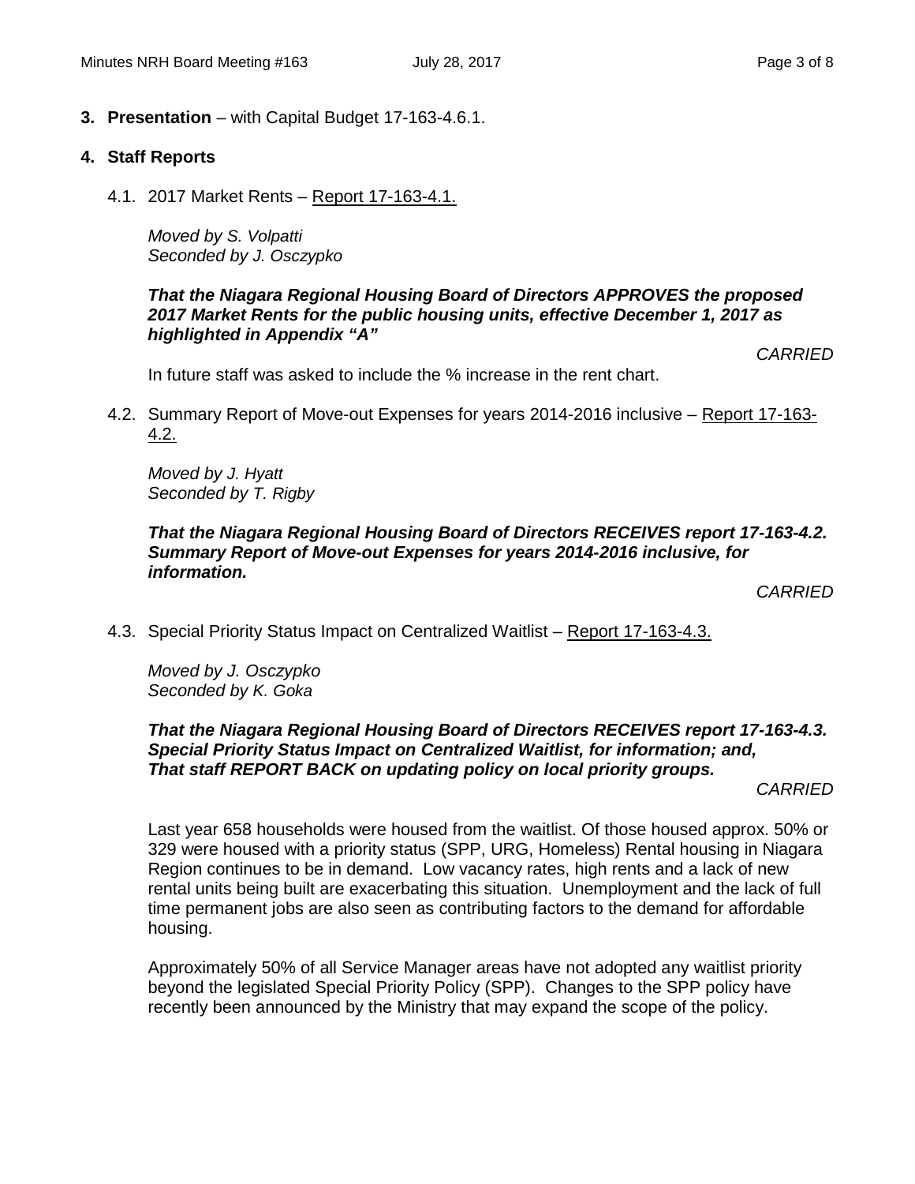**3. Presentation** – with Capital Budget 17-163-4.6.1.

**4. Staff Reports**

4.1. 2017 Market Rents – Report 17-163-4.1.

*Moved by S. Volpatti*
*Seconded by J. Osczypko*

***That the Niagara Regional Housing Board of Directors APPROVES the proposed 2017 Market Rents for the public housing units, effective December 1, 2017 as highlighted in Appendix "A"***

*CARRIED*

In future staff was asked to include the % increase in the rent chart.

4.2. Summary Report of Move-out Expenses for years 2014-2016 inclusive – Report 17-163-4.2.

*Moved by J. Hyatt*
*Seconded by T. Rigby*

***That the Niagara Regional Housing Board of Directors RECEIVES report 17-163-4.2. Summary Report of Move-out Expenses for years 2014-2016 inclusive, for information.***

*CARRIED*

4.3. Special Priority Status Impact on Centralized Waitlist – Report 17-163-4.3.

*Moved by J. Osczypko*
*Seconded by K. Goka*

***That the Niagara Regional Housing Board of Directors RECEIVES report 17-163-4.3. Special Priority Status Impact on Centralized Waitlist, for information; and, That staff REPORT BACK on updating policy on local priority groups.***

*CARRIED*

Last year 658 households were housed from the waitlist. Of those housed approx. 50% or 329 were housed with a priority status (SPP, URG, Homeless) Rental housing in Niagara Region continues to be in demand. Low vacancy rates, high rents and a lack of new rental units being built are exacerbating this situation. Unemployment and the lack of full time permanent jobs are also seen as contributing factors to the demand for affordable housing.

Approximately 50% of all Service Manager areas have not adopted any waitlist priority beyond the legislated Special Priority Policy (SPP). Changes to the SPP policy have recently been announced by the Ministry that may expand the scope of the policy.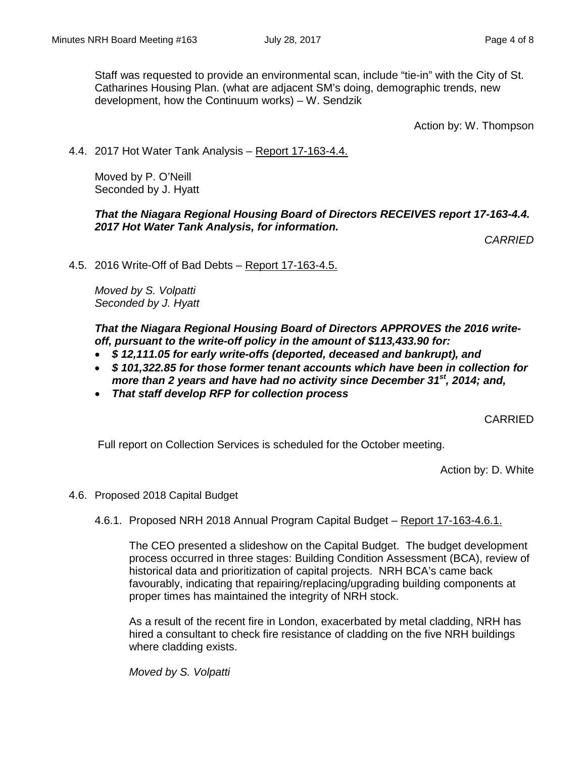Staff was requested to provide an environmental scan, include "tie-in" with the City of St. Catharines Housing Plan. (what are adjacent SM's doing, demographic trends, new development, how the Continuum works) – W. Sendzik

Action by: W. Thompson

4.4. 2017 Hot Water Tank Analysis – Report 17-163-4.4.

Moved by P. O'Neill
Seconded by J. Hyatt

***That the Niagara Regional Housing Board of Directors RECEIVES report 17-163-4.4. 2017 Hot Water Tank Analysis, for information.***

*CARRIED*

4.5. 2016 Write-Off of Bad Debts – Report 17-163-4.5.

*Moved by S. Volpatti*
*Seconded by J. Hyatt*

***That the Niagara Regional Housing Board of Directors APPROVES the 2016 write-off, pursuant to the write-off policy in the amount of $113,433.90 for:***

- ***$ 12,111.05 for early write-offs (deported, deceased and bankrupt), and***
- ***$ 101,322.85 for those former tenant accounts which have been in collection for more than 2 years and have had no activity since December 31st, 2014; and,***
- ***That staff develop RFP for collection process***

CARRIED

Full report on Collection Services is scheduled for the October meeting.

Action by: D. White

4.6. Proposed 2018 Capital Budget

4.6.1. Proposed NRH 2018 Annual Program Capital Budget – Report 17-163-4.6.1.

The CEO presented a slideshow on the Capital Budget. The budget development process occurred in three stages: Building Condition Assessment (BCA), review of historical data and prioritization of capital projects. NRH BCA's came back favourably, indicating that repairing/replacing/upgrading building components at proper times has maintained the integrity of NRH stock.

As a result of the recent fire in London, exacerbated by metal cladding, NRH has hired a consultant to check fire resistance of cladding on the five NRH buildings where cladding exists.

*Moved by S. Volpatti*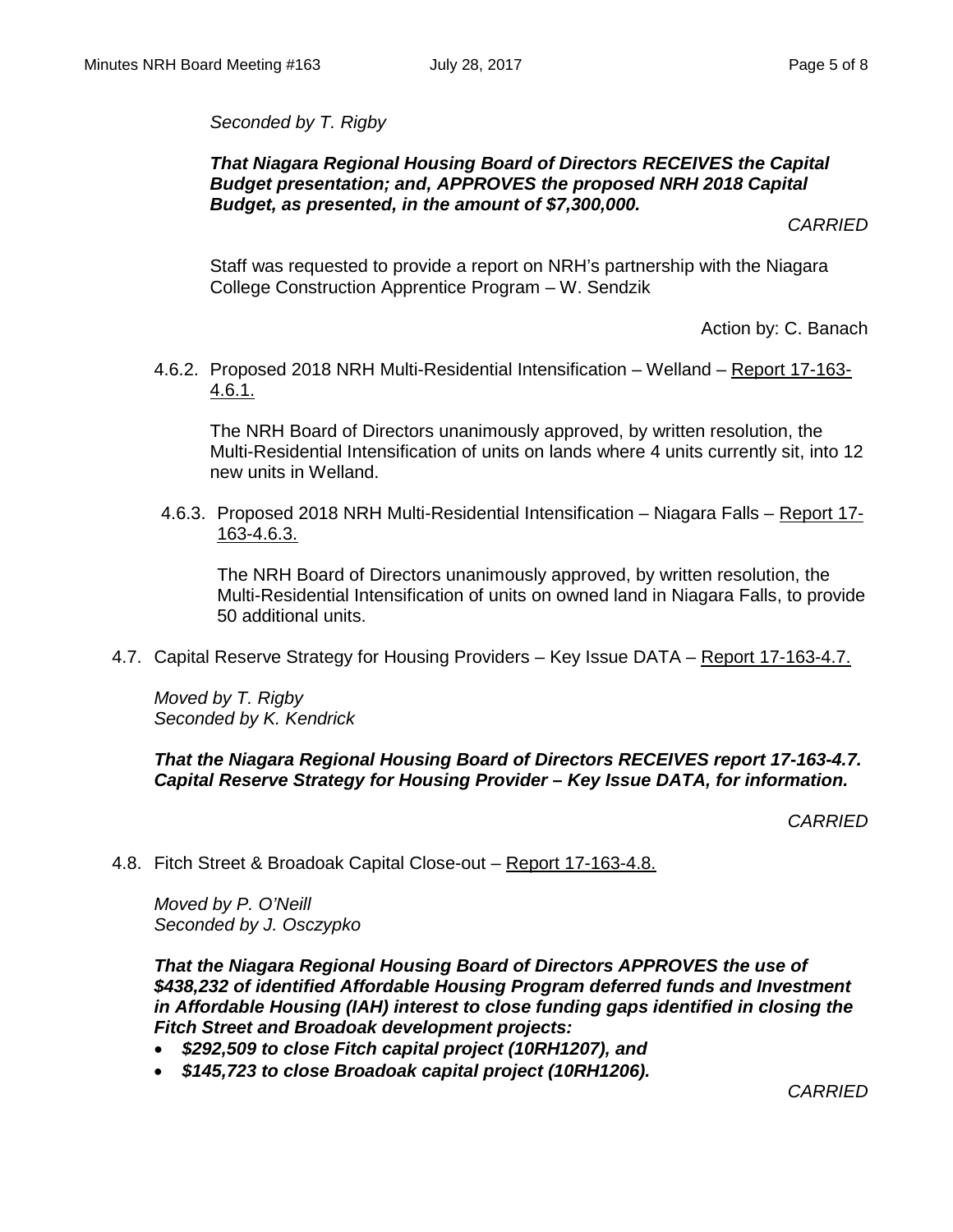*Seconded by T. Rigby*

***That Niagara Regional Housing Board of Directors RECEIVES the Capital Budget presentation; and, APPROVES the proposed NRH 2018 Capital Budget, as presented, in the amount of $7,300,000.***

*CARRIED*

Staff was requested to provide a report on NRH's partnership with the Niagara College Construction Apprentice Program – W. Sendzik

Action by: C. Banach

4.6.2. Proposed 2018 NRH Multi-Residential Intensification – Welland – Report 17-163-4.6.1.

The NRH Board of Directors unanimously approved, by written resolution, the Multi-Residential Intensification of units on lands where 4 units currently sit, into 12 new units in Welland.

4.6.3. Proposed 2018 NRH Multi-Residential Intensification – Niagara Falls – Report 17-163-4.6.3.

The NRH Board of Directors unanimously approved, by written resolution, the Multi-Residential Intensification of units on owned land in Niagara Falls, to provide 50 additional units.

4.7. Capital Reserve Strategy for Housing Providers – Key Issue DATA – Report 17-163-4.7.

*Moved by T. Rigby*
*Seconded by K. Kendrick*

***That the Niagara Regional Housing Board of Directors RECEIVES report 17-163-4.7. Capital Reserve Strategy for Housing Provider – Key Issue DATA, for information.***

*CARRIED*

4.8. Fitch Street & Broadoak Capital Close-out – Report 17-163-4.8.

*Moved by P. O'Neill*
*Seconded by J. Osczypko*

***That the Niagara Regional Housing Board of Directors APPROVES the use of $438,232 of identified Affordable Housing Program deferred funds and Investment in Affordable Housing (IAH) interest to close funding gaps identified in closing the Fitch Street and Broadoak development projects:***

- ***$292,509 to close Fitch capital project (10RH1207), and***
- ***$145,723 to close Broadoak capital project (10RH1206).***

*CARRIED*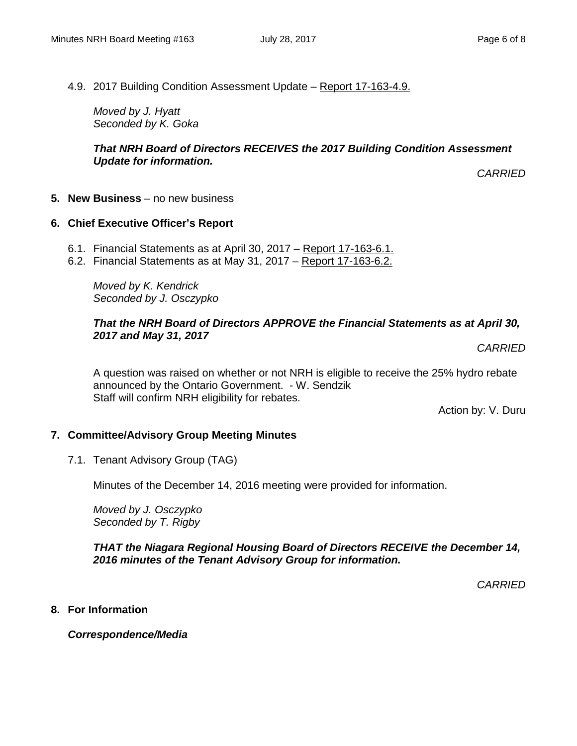4.9. 2017 Building Condition Assessment Update – Report 17-163-4.9.

*Moved by J. Hyatt*
*Seconded by K. Goka*

***That NRH Board of Directors RECEIVES the 2017 Building Condition Assessment Update for information.***

*CARRIED*

**5. New Business** – no new business

**6. Chief Executive Officer's Report**

6.1. Financial Statements as at April 30, 2017 – Report 17-163-6.1.
6.2. Financial Statements as at May 31, 2017 – Report 17-163-6.2.

*Moved by K. Kendrick*
*Seconded by J. Osczypko*

***That the NRH Board of Directors APPROVE the Financial Statements as at April 30, 2017 and May 31, 2017***

*CARRIED*

A question was raised on whether or not NRH is eligible to receive the 25% hydro rebate announced by the Ontario Government. - W. Sendzik
Staff will confirm NRH eligibility for rebates.

Action by: V. Duru

**7. Committee/Advisory Group Meeting Minutes**

7.1. Tenant Advisory Group (TAG)

Minutes of the December 14, 2016 meeting were provided for information.

*Moved by J. Osczypko*
*Seconded by T. Rigby*

***THAT the Niagara Regional Housing Board of Directors RECEIVE the December 14, 2016 minutes of the Tenant Advisory Group for information.***

*CARRIED*

**8. For Information**

***Correspondence/Media***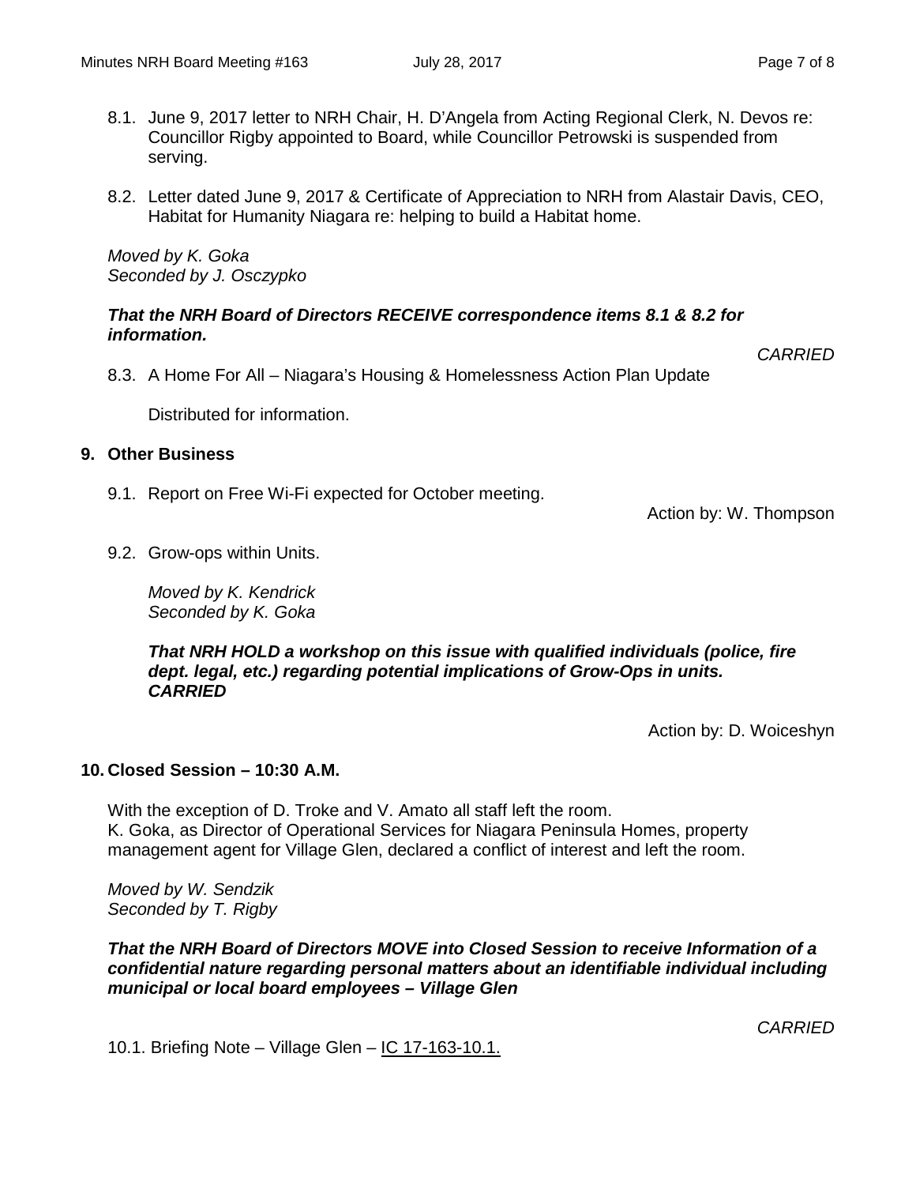8.1. June 9, 2017 letter to NRH Chair, H. D'Angela from Acting Regional Clerk, N. Devos re: Councillor Rigby appointed to Board, while Councillor Petrowski is suspended from serving.

8.2. Letter dated June 9, 2017 & Certificate of Appreciation to NRH from Alastair Davis, CEO, Habitat for Humanity Niagara re: helping to build a Habitat home.

*Moved by K. Goka*
*Seconded by J. Osczypko*

***That the NRH Board of Directors RECEIVE correspondence items 8.1 & 8.2 for information.***

*CARRIED*

8.3. A Home For All – Niagara's Housing & Homelessness Action Plan Update

Distributed for information.

## 9. Other Business

9.1. Report on Free Wi-Fi expected for October meeting.

Action by: W. Thompson

9.2. Grow-ops within Units.

*Moved by K. Kendrick*
*Seconded by K. Goka*

***That NRH HOLD a workshop on this issue with qualified individuals (police, fire dept. legal, etc.) regarding potential implications of Grow-Ops in units.***
***CARRIED***

Action by: D. Woiceshyn

## 10. Closed Session – 10:30 A.M.

With the exception of D. Troke and V. Amato all staff left the room.
K. Goka, as Director of Operational Services for Niagara Peninsula Homes, property management agent for Village Glen, declared a conflict of interest and left the room.

*Moved by W. Sendzik*
*Seconded by T. Rigby*

***That the NRH Board of Directors MOVE into Closed Session to receive Information of a confidential nature regarding personal matters about an identifiable individual including municipal or local board employees – Village Glen***

*CARRIED*

10.1. Briefing Note – Village Glen – IC 17-163-10.1.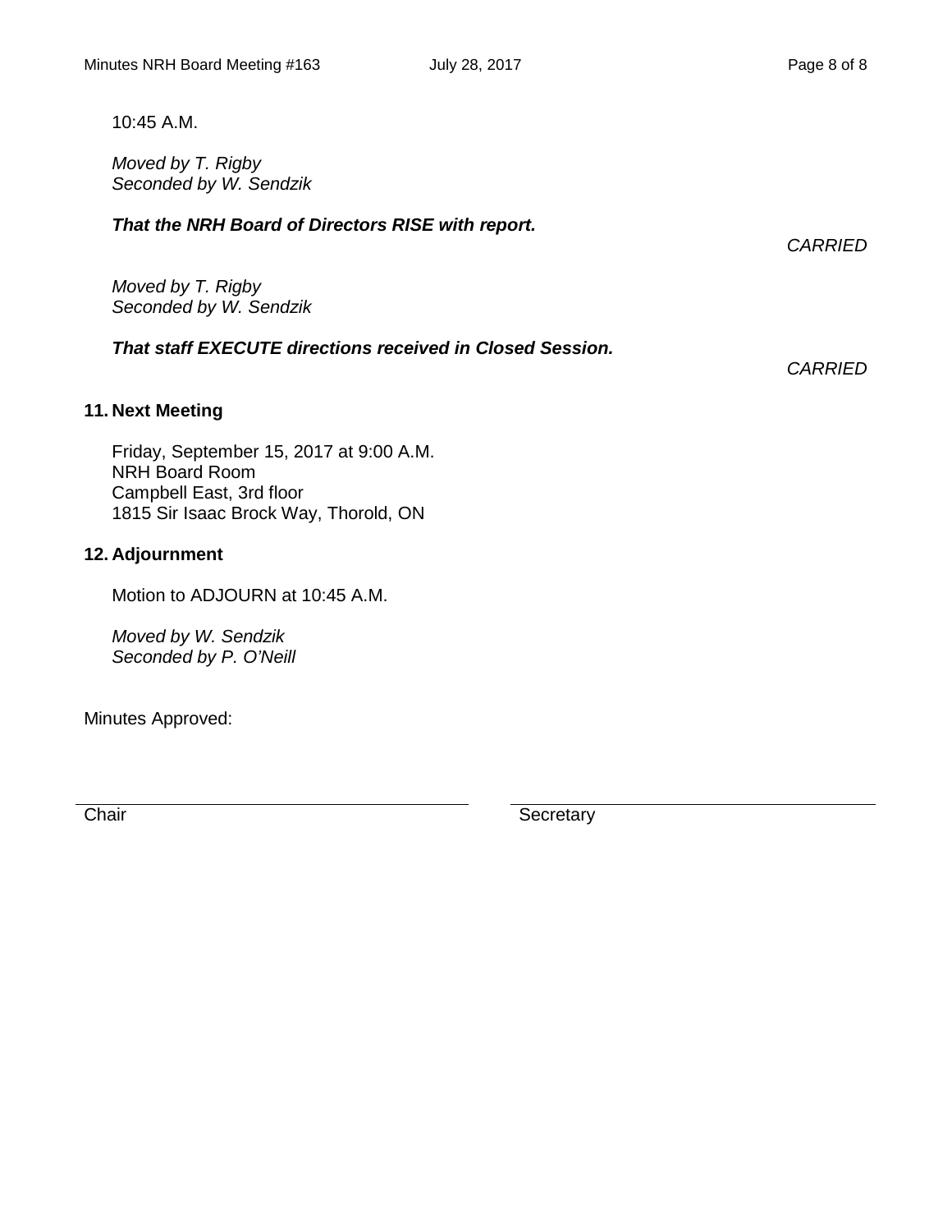10:45 A.M.

*Moved by T. Rigby*
*Seconded by W. Sendzik*

***That the NRH Board of Directors RISE with report.***

*CARRIED*

*Moved by T. Rigby*
*Seconded by W. Sendzik*

***That staff EXECUTE directions received in Closed Session.***

*CARRIED*

## 11. Next Meeting

Friday, September 15, 2017 at 9:00 A.M.
NRH Board Room
Campbell East, 3rd floor
1815 Sir Isaac Brock Way, Thorold, ON

## 12. Adjournment

Motion to ADJOURN at 10:45 A.M.

*Moved by W. Sendzik*
*Seconded by P. O'Neill*

Minutes Approved:

\_\_\_\_\_\_\_\_\_\_\_\_\_\_\_\_\_\_\_\_\_\_\_\_\_\_\_\_\_\_\_\_\_\_\_\_\_\_\_\_\_\_\_\_\_\_\_\_\_\_\_\_ \_\_\_\_\_\_\_\_\_\_\_\_\_\_\_\_\_\_\_\_\_\_\_\_\_\_\_\_\_\_\_\_\_\_\_\_\_\_\_\_\_\_\_\_\_\_\_\_\_\_\_\_

Chair Secretary